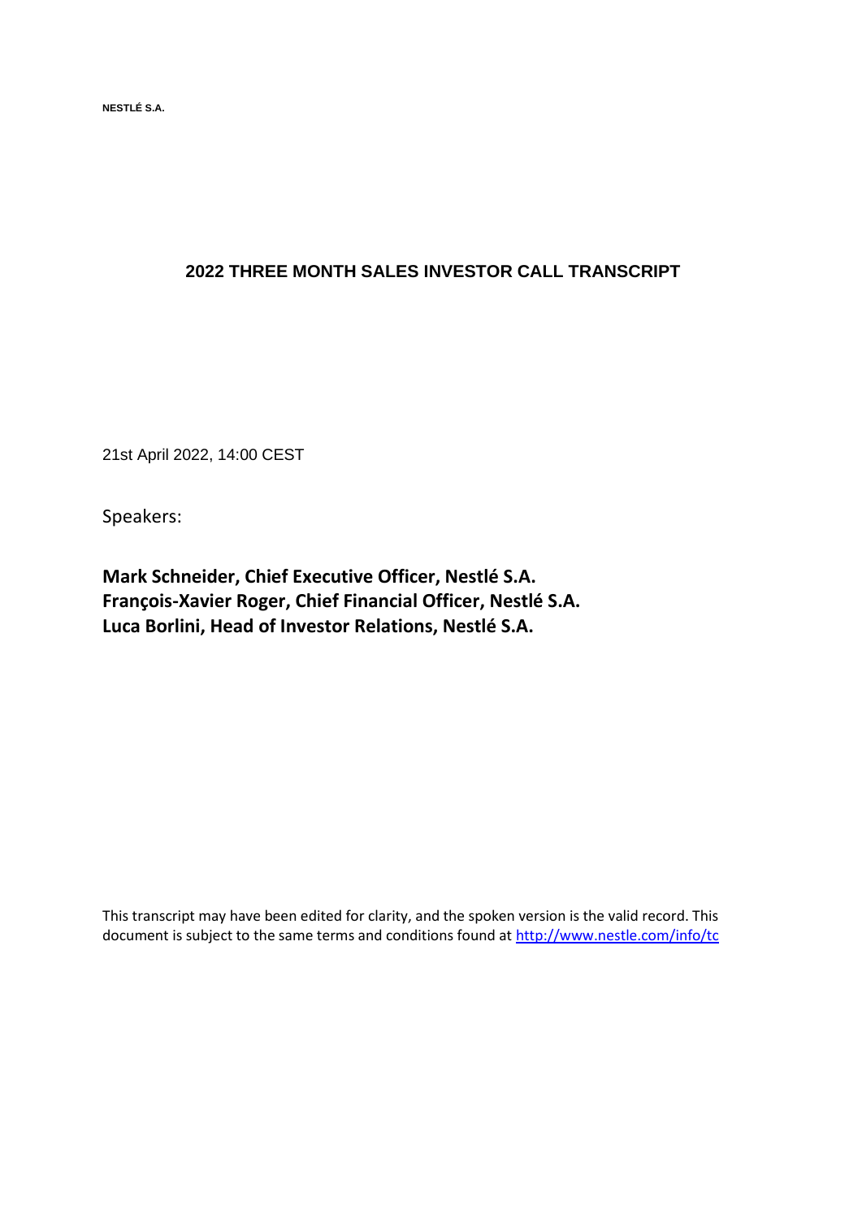NESTLÉ S.A.

# 2022 THREE MONTH SALES INVESTOR CALL TRANSCRIPT

21st April 2022, 14:00 CEST

Speakers:

**Mark Schneider, Chief Executive Officer, Nestlé S.A.**
**François-Xavier Roger, Chief Financial Officer, Nestlé S.A.**
**Luca Borlini, Head of Investor Relations, Nestlé S.A.**

This transcript may have been edited for clarity, and the spoken version is the valid record. This document is subject to the same terms and conditions found at http://www.nestle.com/info/tc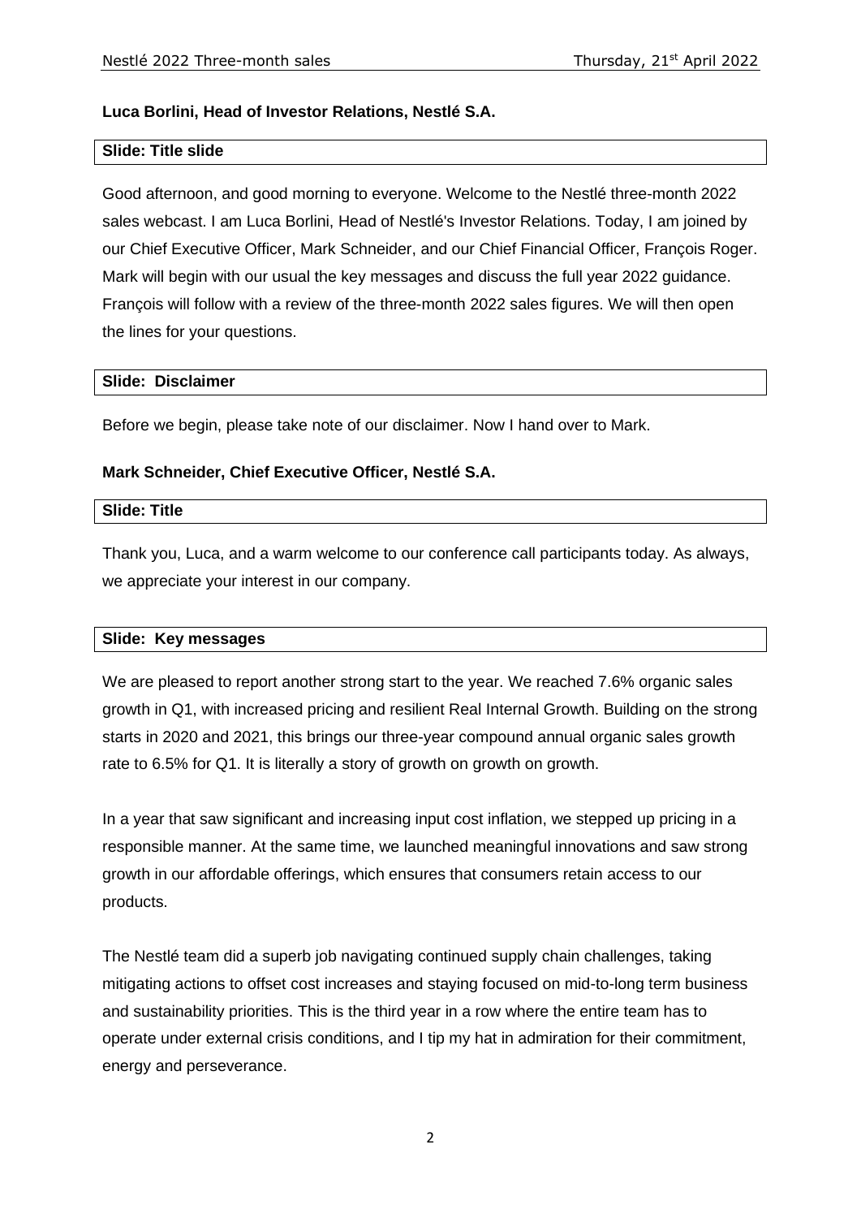**Luca Borlini, Head of Investor Relations, Nestlé S.A.**

**Slide: Title slide**

Good afternoon, and good morning to everyone. Welcome to the Nestlé three-month 2022 sales webcast. I am Luca Borlini, Head of Nestlé's Investor Relations. Today, I am joined by our Chief Executive Officer, Mark Schneider, and our Chief Financial Officer, François Roger. Mark will begin with our usual the key messages and discuss the full year 2022 guidance. François will follow with a review of the three-month 2022 sales figures. We will then open the lines for your questions.

**Slide: Disclaimer**

Before we begin, please take note of our disclaimer. Now I hand over to Mark.

**Mark Schneider, Chief Executive Officer, Nestlé S.A.**

**Slide: Title**

Thank you, Luca, and a warm welcome to our conference call participants today. As always, we appreciate your interest in our company.

**Slide: Key messages**

We are pleased to report another strong start to the year. We reached 7.6% organic sales growth in Q1, with increased pricing and resilient Real Internal Growth. Building on the strong starts in 2020 and 2021, this brings our three-year compound annual organic sales growth rate to 6.5% for Q1. It is literally a story of growth on growth on growth.

In a year that saw significant and increasing input cost inflation, we stepped up pricing in a responsible manner. At the same time, we launched meaningful innovations and saw strong growth in our affordable offerings, which ensures that consumers retain access to our products.

The Nestlé team did a superb job navigating continued supply chain challenges, taking mitigating actions to offset cost increases and staying focused on mid-to-long term business and sustainability priorities. This is the third year in a row where the entire team has to operate under external crisis conditions, and I tip my hat in admiration for their commitment, energy and perseverance.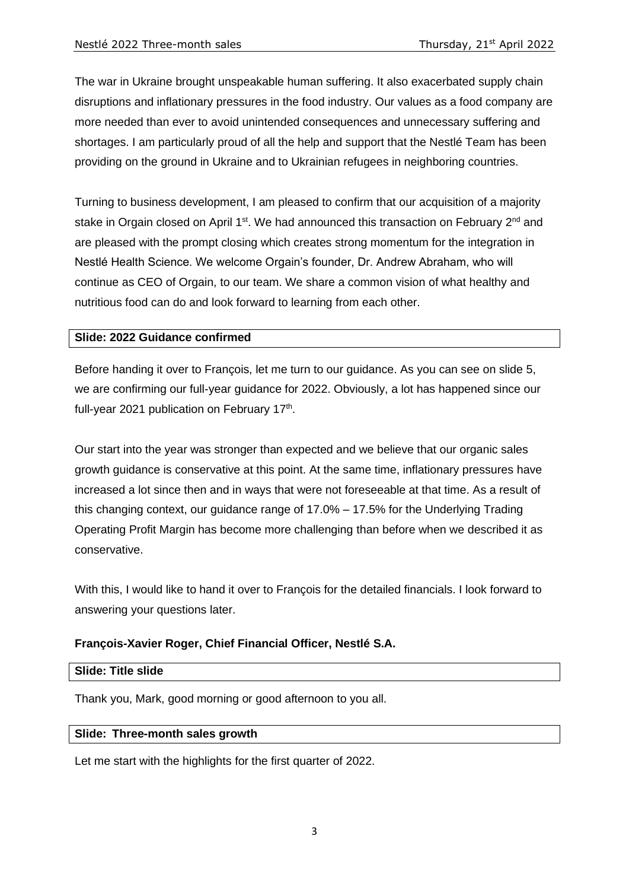The war in Ukraine brought unspeakable human suffering. It also exacerbated supply chain disruptions and inflationary pressures in the food industry. Our values as a food company are more needed than ever to avoid unintended consequences and unnecessary suffering and shortages. I am particularly proud of all the help and support that the Nestlé Team has been providing on the ground in Ukraine and to Ukrainian refugees in neighboring countries.

Turning to business development, I am pleased to confirm that our acquisition of a majority stake in Orgain closed on April 1st. We had announced this transaction on February 2nd and are pleased with the prompt closing which creates strong momentum for the integration in Nestlé Health Science. We welcome Orgain's founder, Dr. Andrew Abraham, who will continue as CEO of Orgain, to our team. We share a common vision of what healthy and nutritious food can do and look forward to learning from each other.

**Slide: 2022 Guidance confirmed**

Before handing it over to François, let me turn to our guidance. As you can see on slide 5, we are confirming our full-year guidance for 2022. Obviously, a lot has happened since our full-year 2021 publication on February 17th.

Our start into the year was stronger than expected and we believe that our organic sales growth guidance is conservative at this point. At the same time, inflationary pressures have increased a lot since then and in ways that were not foreseeable at that time. As a result of this changing context, our guidance range of 17.0% – 17.5% for the Underlying Trading Operating Profit Margin has become more challenging than before when we described it as conservative.

With this, I would like to hand it over to François for the detailed financials. I look forward to answering your questions later.

**François-Xavier Roger, Chief Financial Officer, Nestlé S.A.**

**Slide: Title slide**

Thank you, Mark, good morning or good afternoon to you all.

**Slide: Three-month sales growth**

Let me start with the highlights for the first quarter of 2022.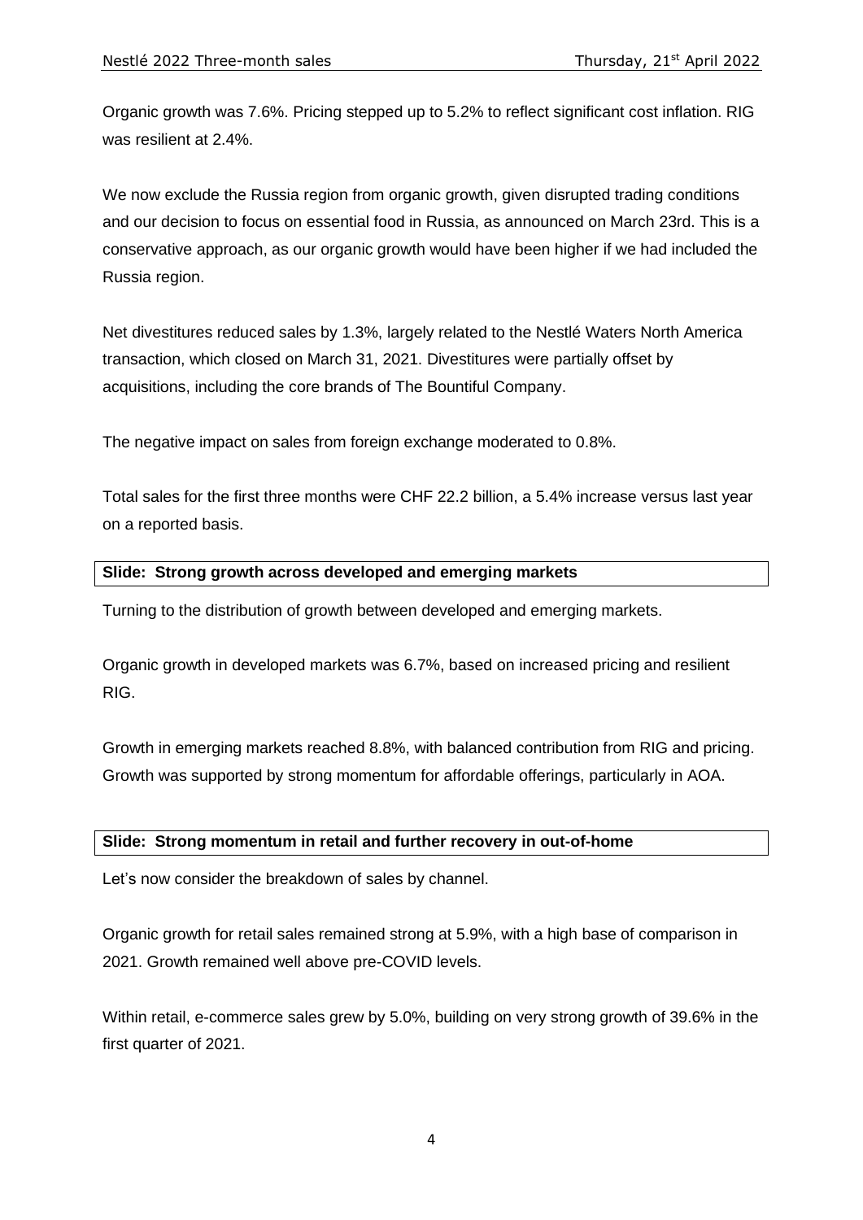Organic growth was 7.6%. Pricing stepped up to 5.2% to reflect significant cost inflation. RIG was resilient at 2.4%.

We now exclude the Russia region from organic growth, given disrupted trading conditions and our decision to focus on essential food in Russia, as announced on March 23rd. This is a conservative approach, as our organic growth would have been higher if we had included the Russia region.

Net divestitures reduced sales by 1.3%, largely related to the Nestlé Waters North America transaction, which closed on March 31, 2021. Divestitures were partially offset by acquisitions, including the core brands of The Bountiful Company.

The negative impact on sales from foreign exchange moderated to 0.8%.

Total sales for the first three months were CHF 22.2 billion, a 5.4% increase versus last year on a reported basis.

**Slide: Strong growth across developed and emerging markets**

Turning to the distribution of growth between developed and emerging markets.

Organic growth in developed markets was 6.7%, based on increased pricing and resilient RIG.

Growth in emerging markets reached 8.8%, with balanced contribution from RIG and pricing. Growth was supported by strong momentum for affordable offerings, particularly in AOA.

**Slide: Strong momentum in retail and further recovery in out-of-home**

Let's now consider the breakdown of sales by channel.

Organic growth for retail sales remained strong at 5.9%, with a high base of comparison in 2021. Growth remained well above pre-COVID levels.

Within retail, e-commerce sales grew by 5.0%, building on very strong growth of 39.6% in the first quarter of 2021.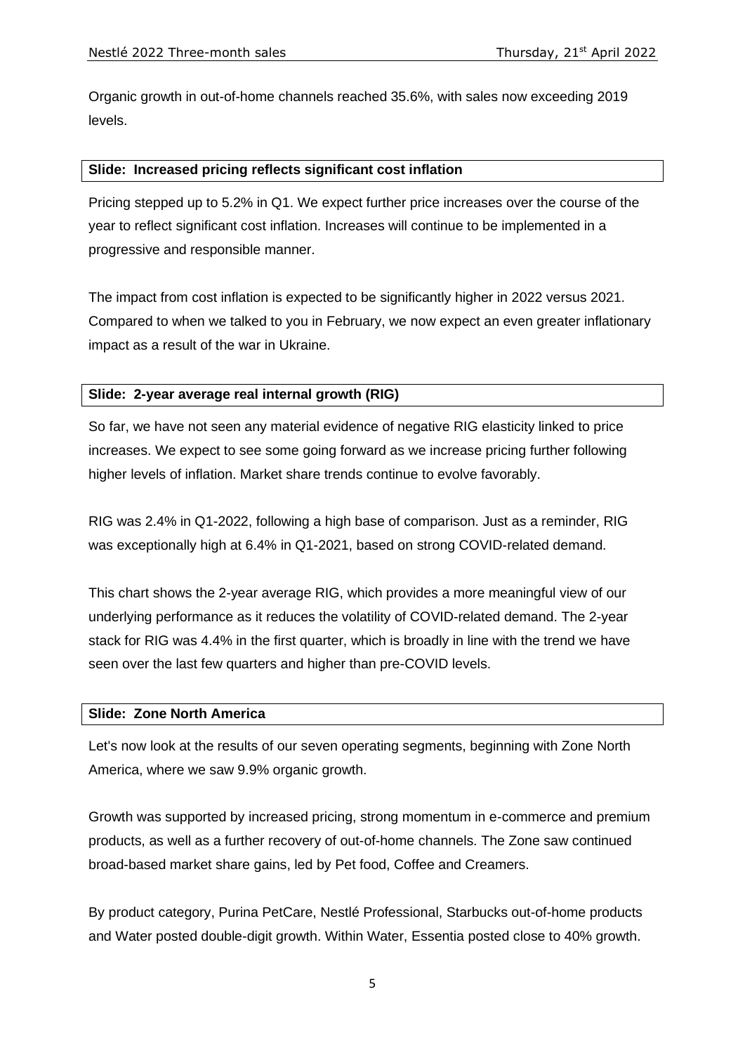Organic growth in out-of-home channels reached 35.6%, with sales now exceeding 2019 levels.

**Slide: Increased pricing reflects significant cost inflation**

Pricing stepped up to 5.2% in Q1. We expect further price increases over the course of the year to reflect significant cost inflation. Increases will continue to be implemented in a progressive and responsible manner.

The impact from cost inflation is expected to be significantly higher in 2022 versus 2021. Compared to when we talked to you in February, we now expect an even greater inflationary impact as a result of the war in Ukraine.

**Slide: 2-year average real internal growth (RIG)**

So far, we have not seen any material evidence of negative RIG elasticity linked to price increases. We expect to see some going forward as we increase pricing further following higher levels of inflation. Market share trends continue to evolve favorably.

RIG was 2.4% in Q1-2022, following a high base of comparison. Just as a reminder, RIG was exceptionally high at 6.4% in Q1-2021, based on strong COVID-related demand.

This chart shows the 2-year average RIG, which provides a more meaningful view of our underlying performance as it reduces the volatility of COVID-related demand. The 2-year stack for RIG was 4.4% in the first quarter, which is broadly in line with the trend we have seen over the last few quarters and higher than pre-COVID levels.

**Slide: Zone North America**

Let's now look at the results of our seven operating segments, beginning with Zone North America, where we saw 9.9% organic growth.

Growth was supported by increased pricing, strong momentum in e-commerce and premium products, as well as a further recovery of out-of-home channels. The Zone saw continued broad-based market share gains, led by Pet food, Coffee and Creamers.

By product category, Purina PetCare, Nestlé Professional, Starbucks out-of-home products and Water posted double-digit growth. Within Water, Essentia posted close to 40% growth.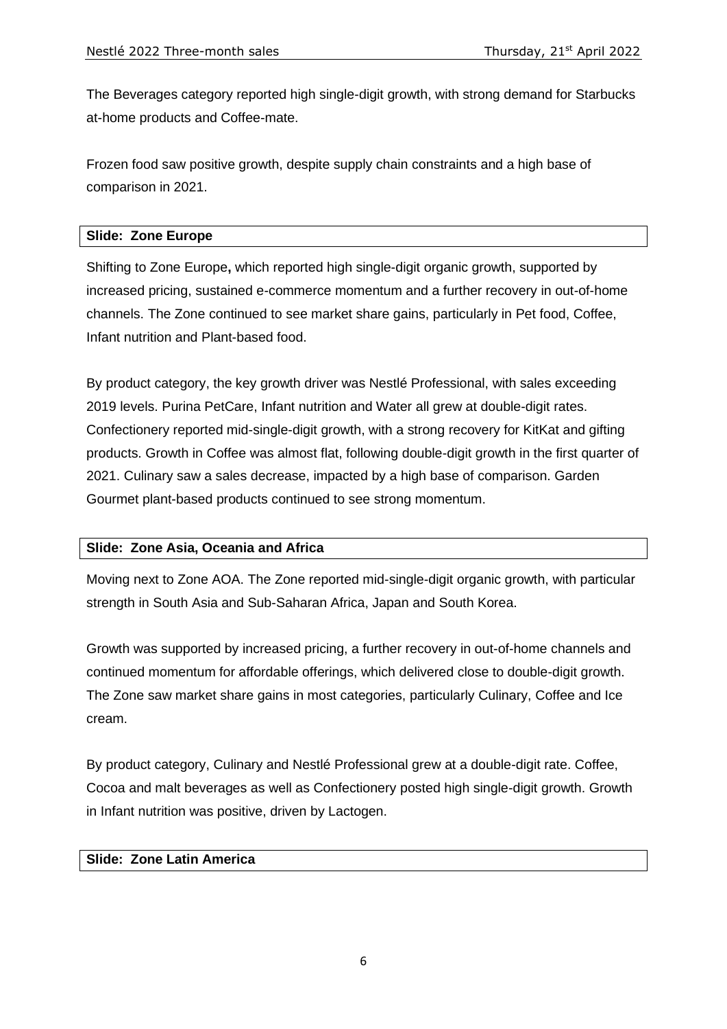The Beverages category reported high single-digit growth, with strong demand for Starbucks at-home products and Coffee-mate.

Frozen food saw positive growth, despite supply chain constraints and a high base of comparison in 2021.

**Slide: Zone Europe**

Shifting to Zone Europe**,** which reported high single-digit organic growth, supported by increased pricing, sustained e-commerce momentum and a further recovery in out-of-home channels. The Zone continued to see market share gains, particularly in Pet food, Coffee, Infant nutrition and Plant-based food.

By product category, the key growth driver was Nestlé Professional, with sales exceeding 2019 levels. Purina PetCare, Infant nutrition and Water all grew at double-digit rates. Confectionery reported mid-single-digit growth, with a strong recovery for KitKat and gifting products. Growth in Coffee was almost flat, following double-digit growth in the first quarter of 2021. Culinary saw a sales decrease, impacted by a high base of comparison. Garden Gourmet plant-based products continued to see strong momentum.

**Slide: Zone Asia, Oceania and Africa**

Moving next to Zone AOA. The Zone reported mid-single-digit organic growth, with particular strength in South Asia and Sub-Saharan Africa, Japan and South Korea.

Growth was supported by increased pricing, a further recovery in out-of-home channels and continued momentum for affordable offerings, which delivered close to double-digit growth. The Zone saw market share gains in most categories, particularly Culinary, Coffee and Ice cream.

By product category, Culinary and Nestlé Professional grew at a double-digit rate. Coffee, Cocoa and malt beverages as well as Confectionery posted high single-digit growth. Growth in Infant nutrition was positive, driven by Lactogen.

**Slide: Zone Latin America**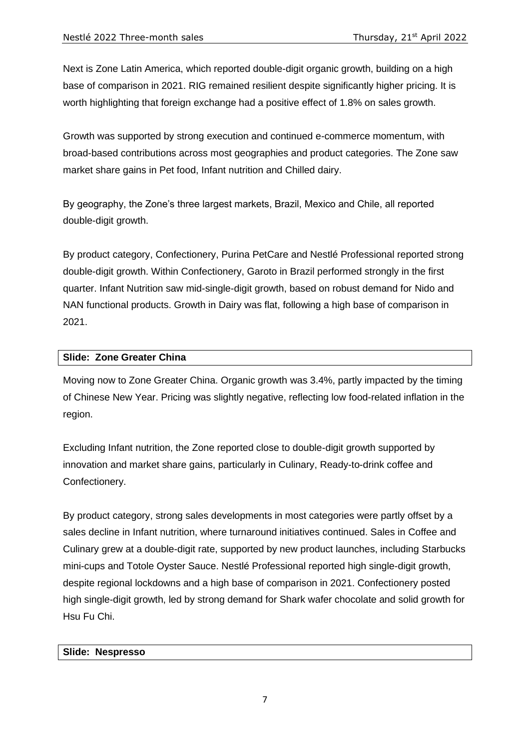Next is Zone Latin America, which reported double-digit organic growth, building on a high base of comparison in 2021. RIG remained resilient despite significantly higher pricing. It is worth highlighting that foreign exchange had a positive effect of 1.8% on sales growth.

Growth was supported by strong execution and continued e-commerce momentum, with broad-based contributions across most geographies and product categories. The Zone saw market share gains in Pet food, Infant nutrition and Chilled dairy.

By geography, the Zone's three largest markets, Brazil, Mexico and Chile, all reported double-digit growth.

By product category, Confectionery, Purina PetCare and Nestlé Professional reported strong double-digit growth. Within Confectionery, Garoto in Brazil performed strongly in the first quarter. Infant Nutrition saw mid-single-digit growth, based on robust demand for Nido and NAN functional products. Growth in Dairy was flat, following a high base of comparison in 2021.

**Slide: Zone Greater China**

Moving now to Zone Greater China. Organic growth was 3.4%, partly impacted by the timing of Chinese New Year. Pricing was slightly negative, reflecting low food-related inflation in the region.

Excluding Infant nutrition, the Zone reported close to double-digit growth supported by innovation and market share gains, particularly in Culinary, Ready-to-drink coffee and Confectionery.

By product category, strong sales developments in most categories were partly offset by a sales decline in Infant nutrition, where turnaround initiatives continued. Sales in Coffee and Culinary grew at a double-digit rate, supported by new product launches, including Starbucks mini-cups and Totole Oyster Sauce. Nestlé Professional reported high single-digit growth, despite regional lockdowns and a high base of comparison in 2021. Confectionery posted high single-digit growth, led by strong demand for Shark wafer chocolate and solid growth for Hsu Fu Chi.

**Slide: Nespresso**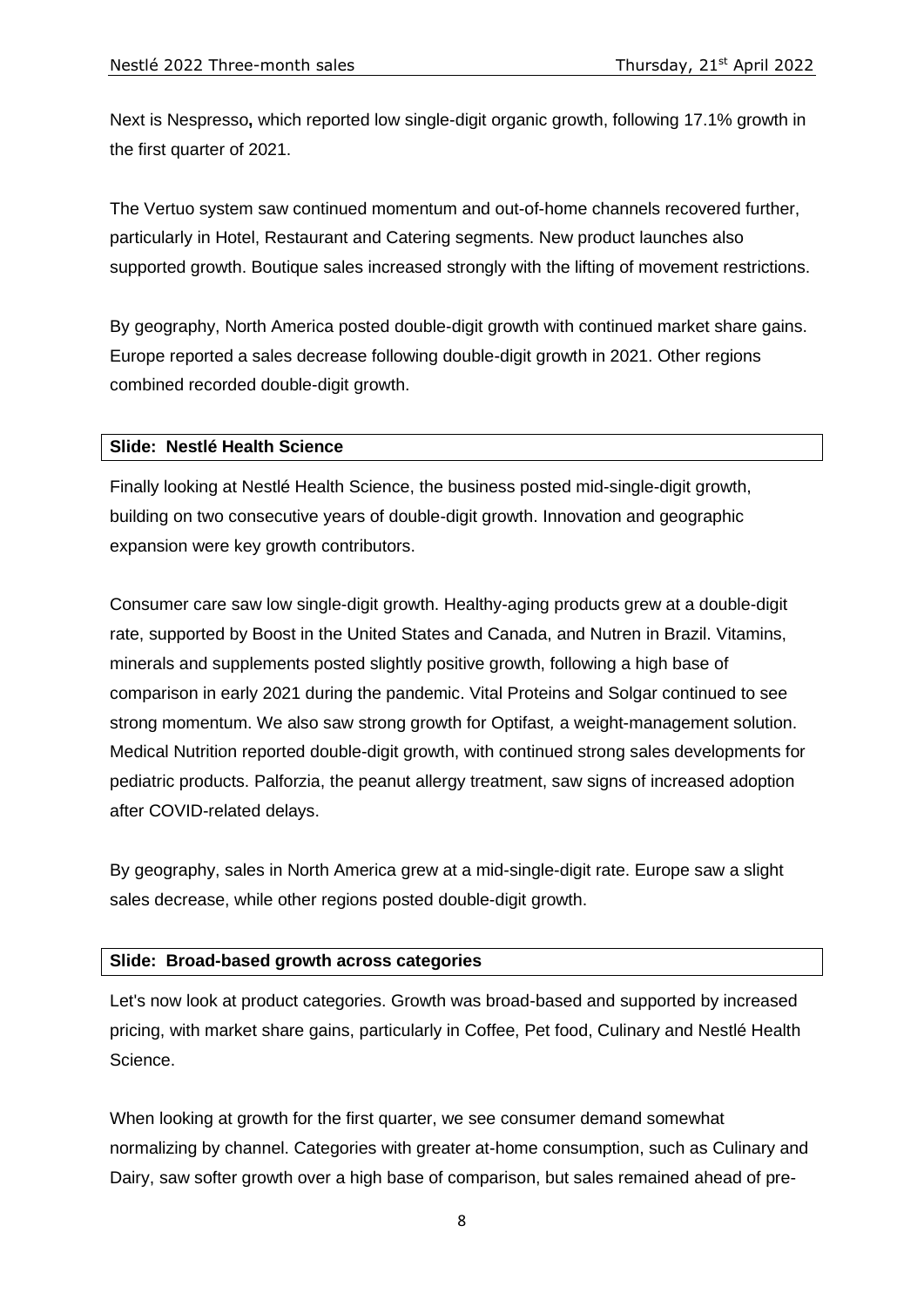Next is Nespresso**,** which reported low single-digit organic growth, following 17.1% growth in the first quarter of 2021.

The Vertuo system saw continued momentum and out-of-home channels recovered further, particularly in Hotel, Restaurant and Catering segments. New product launches also supported growth. Boutique sales increased strongly with the lifting of movement restrictions.

By geography, North America posted double-digit growth with continued market share gains. Europe reported a sales decrease following double-digit growth in 2021. Other regions combined recorded double-digit growth.

| **Slide: Nestlé Health Science** |
|---|

Finally looking at Nestlé Health Science, the business posted mid-single-digit growth, building on two consecutive years of double-digit growth. Innovation and geographic expansion were key growth contributors.

Consumer care saw low single-digit growth. Healthy-aging products grew at a double-digit rate, supported by Boost in the United States and Canada, and Nutren in Brazil. Vitamins, minerals and supplements posted slightly positive growth, following a high base of comparison in early 2021 during the pandemic. Vital Proteins and Solgar continued to see strong momentum. We also saw strong growth for Optifast*,* a weight-management solution. Medical Nutrition reported double-digit growth, with continued strong sales developments for pediatric products. Palforzia, the peanut allergy treatment, saw signs of increased adoption after COVID-related delays.

By geography, sales in North America grew at a mid-single-digit rate. Europe saw a slight sales decrease, while other regions posted double-digit growth.

| **Slide: Broad-based growth across categories** |
|---|

Let's now look at product categories. Growth was broad-based and supported by increased pricing, with market share gains, particularly in Coffee, Pet food, Culinary and Nestlé Health Science.

When looking at growth for the first quarter, we see consumer demand somewhat normalizing by channel. Categories with greater at-home consumption, such as Culinary and Dairy, saw softer growth over a high base of comparison, but sales remained ahead of pre-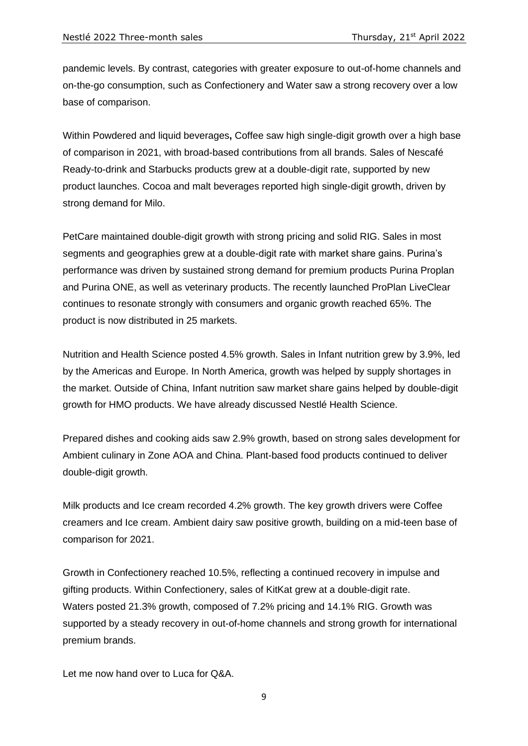pandemic levels. By contrast, categories with greater exposure to out-of-home channels and on-the-go consumption, such as Confectionery and Water saw a strong recovery over a low base of comparison.

Within Powdered and liquid beverages**,** Coffee saw high single-digit growth over a high base of comparison in 2021, with broad-based contributions from all brands. Sales of Nescafé Ready-to-drink and Starbucks products grew at a double-digit rate, supported by new product launches. Cocoa and malt beverages reported high single-digit growth, driven by strong demand for Milo.

PetCare maintained double-digit growth with strong pricing and solid RIG. Sales in most segments and geographies grew at a double-digit rate with market share gains. Purina's performance was driven by sustained strong demand for premium products Purina Proplan and Purina ONE, as well as veterinary products. The recently launched ProPlan LiveClear continues to resonate strongly with consumers and organic growth reached 65%. The product is now distributed in 25 markets.

Nutrition and Health Science posted 4.5% growth. Sales in Infant nutrition grew by 3.9%, led by the Americas and Europe. In North America, growth was helped by supply shortages in the market. Outside of China, Infant nutrition saw market share gains helped by double-digit growth for HMO products. We have already discussed Nestlé Health Science.

Prepared dishes and cooking aids saw 2.9% growth, based on strong sales development for Ambient culinary in Zone AOA and China. Plant-based food products continued to deliver double-digit growth.

Milk products and Ice cream recorded 4.2% growth. The key growth drivers were Coffee creamers and Ice cream. Ambient dairy saw positive growth, building on a mid-teen base of comparison for 2021.

Growth in Confectionery reached 10.5%, reflecting a continued recovery in impulse and gifting products. Within Confectionery, sales of KitKat grew at a double-digit rate. Waters posted 21.3% growth, composed of 7.2% pricing and 14.1% RIG. Growth was supported by a steady recovery in out-of-home channels and strong growth for international premium brands.

Let me now hand over to Luca for Q&A.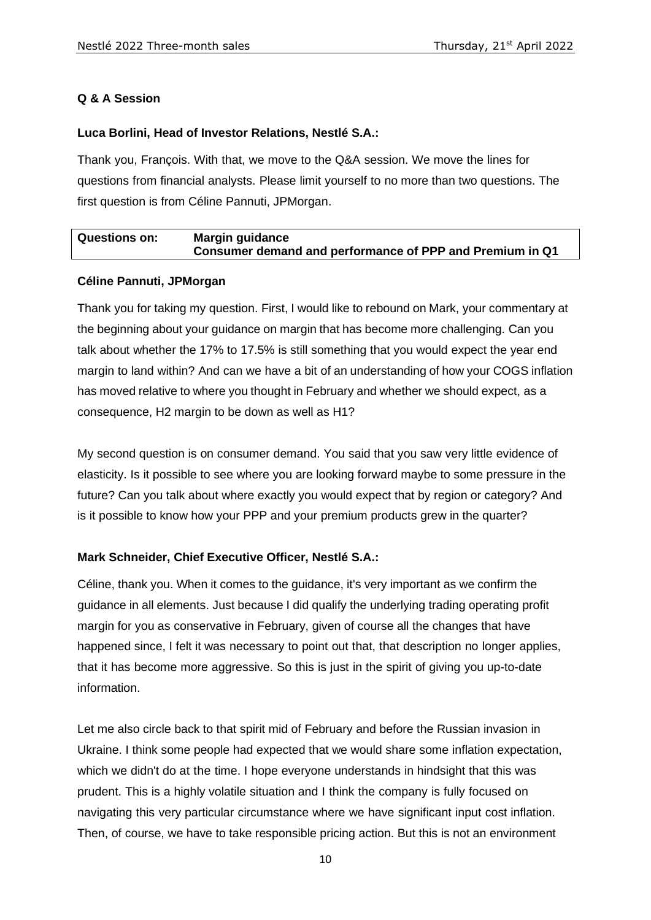## Q & A Session

**Luca Borlini, Head of Investor Relations, Nestlé S.A.:**

Thank you, François. With that, we move to the Q&A session. We move the lines for questions from financial analysts. Please limit yourself to no more than two questions. The first question is from Céline Pannuti, JPMorgan.

| Questions on: | Margin guidance<br>Consumer demand and performance of PPP and Premium in Q1 |
|---|---|

**Céline Pannuti, JPMorgan**

Thank you for taking my question. First, I would like to rebound on Mark, your commentary at the beginning about your guidance on margin that has become more challenging. Can you talk about whether the 17% to 17.5% is still something that you would expect the year end margin to land within? And can we have a bit of an understanding of how your COGS inflation has moved relative to where you thought in February and whether we should expect, as a consequence, H2 margin to be down as well as H1?

My second question is on consumer demand. You said that you saw very little evidence of elasticity. Is it possible to see where you are looking forward maybe to some pressure in the future? Can you talk about where exactly you would expect that by region or category? And is it possible to know how your PPP and your premium products grew in the quarter?

**Mark Schneider, Chief Executive Officer, Nestlé S.A.:**

Céline, thank you. When it comes to the guidance, it's very important as we confirm the guidance in all elements. Just because I did qualify the underlying trading operating profit margin for you as conservative in February, given of course all the changes that have happened since, I felt it was necessary to point out that, that description no longer applies, that it has become more aggressive. So this is just in the spirit of giving you up-to-date information.

Let me also circle back to that spirit mid of February and before the Russian invasion in Ukraine. I think some people had expected that we would share some inflation expectation, which we didn't do at the time. I hope everyone understands in hindsight that this was prudent. This is a highly volatile situation and I think the company is fully focused on navigating this very particular circumstance where we have significant input cost inflation. Then, of course, we have to take responsible pricing action. But this is not an environment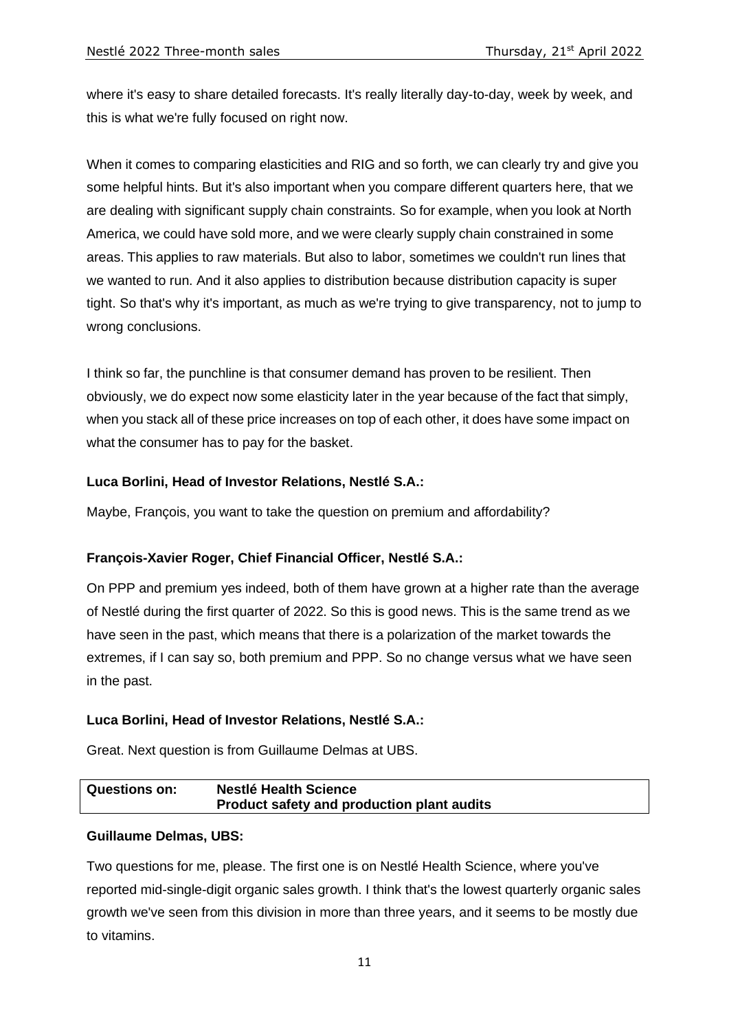where it's easy to share detailed forecasts. It's really literally day-to-day, week by week, and this is what we're fully focused on right now.

When it comes to comparing elasticities and RIG and so forth, we can clearly try and give you some helpful hints. But it's also important when you compare different quarters here, that we are dealing with significant supply chain constraints. So for example, when you look at North America, we could have sold more, and we were clearly supply chain constrained in some areas. This applies to raw materials. But also to labor, sometimes we couldn't run lines that we wanted to run. And it also applies to distribution because distribution capacity is super tight. So that's why it's important, as much as we're trying to give transparency, not to jump to wrong conclusions.

I think so far, the punchline is that consumer demand has proven to be resilient. Then obviously, we do expect now some elasticity later in the year because of the fact that simply, when you stack all of these price increases on top of each other, it does have some impact on what the consumer has to pay for the basket.

**Luca Borlini, Head of Investor Relations, Nestlé S.A.:**

Maybe, François, you want to take the question on premium and affordability?

**François-Xavier Roger, Chief Financial Officer, Nestlé S.A.:**

On PPP and premium yes indeed, both of them have grown at a higher rate than the average of Nestlé during the first quarter of 2022. So this is good news. This is the same trend as we have seen in the past, which means that there is a polarization of the market towards the extremes, if I can say so, both premium and PPP. So no change versus what we have seen in the past.

**Luca Borlini, Head of Investor Relations, Nestlé S.A.:**

Great. Next question is from Guillaume Delmas at UBS.

| **Questions on:** | **Nestlé Health Science**<br>**Product safety and production plant audits** |
|---|---|

**Guillaume Delmas, UBS:**

Two questions for me, please. The first one is on Nestlé Health Science, where you've reported mid-single-digit organic sales growth. I think that's the lowest quarterly organic sales growth we've seen from this division in more than three years, and it seems to be mostly due to vitamins.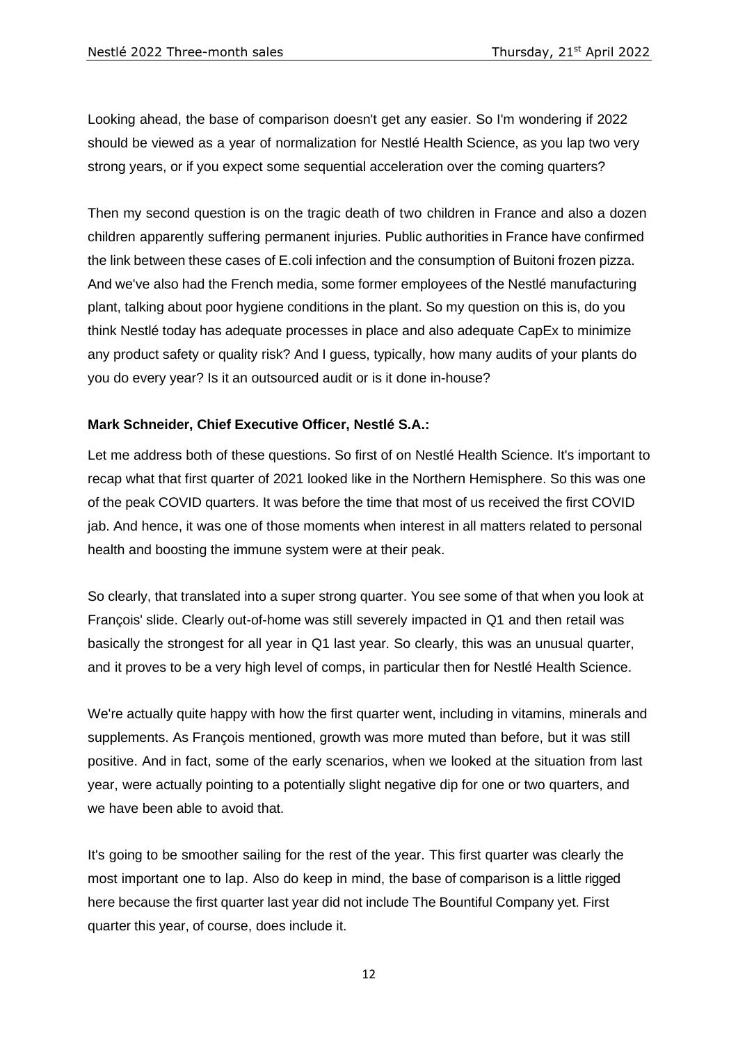Looking ahead, the base of comparison doesn't get any easier. So I'm wondering if 2022 should be viewed as a year of normalization for Nestlé Health Science, as you lap two very strong years, or if you expect some sequential acceleration over the coming quarters?

Then my second question is on the tragic death of two children in France and also a dozen children apparently suffering permanent injuries. Public authorities in France have confirmed the link between these cases of E.coli infection and the consumption of Buitoni frozen pizza. And we've also had the French media, some former employees of the Nestlé manufacturing plant, talking about poor hygiene conditions in the plant. So my question on this is, do you think Nestlé today has adequate processes in place and also adequate CapEx to minimize any product safety or quality risk? And I guess, typically, how many audits of your plants do you do every year? Is it an outsourced audit or is it done in-house?

**Mark Schneider, Chief Executive Officer, Nestlé S.A.:**

Let me address both of these questions. So first of on Nestlé Health Science. It's important to recap what that first quarter of 2021 looked like in the Northern Hemisphere. So this was one of the peak COVID quarters. It was before the time that most of us received the first COVID jab. And hence, it was one of those moments when interest in all matters related to personal health and boosting the immune system were at their peak.

So clearly, that translated into a super strong quarter. You see some of that when you look at François' slide. Clearly out-of-home was still severely impacted in Q1 and then retail was basically the strongest for all year in Q1 last year. So clearly, this was an unusual quarter, and it proves to be a very high level of comps, in particular then for Nestlé Health Science.

We're actually quite happy with how the first quarter went, including in vitamins, minerals and supplements. As François mentioned, growth was more muted than before, but it was still positive. And in fact, some of the early scenarios, when we looked at the situation from last year, were actually pointing to a potentially slight negative dip for one or two quarters, and we have been able to avoid that.

It's going to be smoother sailing for the rest of the year. This first quarter was clearly the most important one to lap. Also do keep in mind, the base of comparison is a little rigged here because the first quarter last year did not include The Bountiful Company yet. First quarter this year, of course, does include it.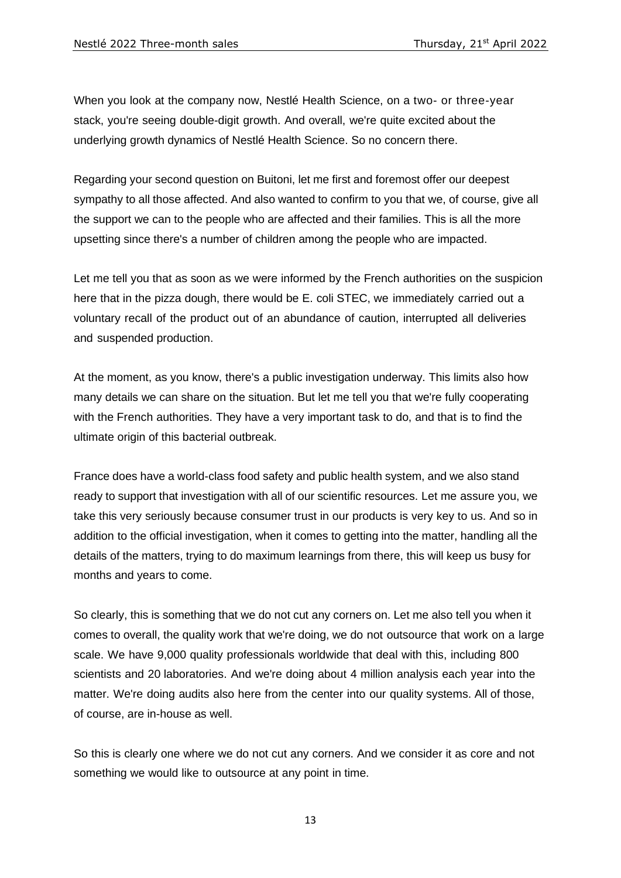When you look at the company now, Nestlé Health Science, on a two- or three-year stack, you're seeing double-digit growth. And overall, we're quite excited about the underlying growth dynamics of Nestlé Health Science. So no concern there.

Regarding your second question on Buitoni, let me first and foremost offer our deepest sympathy to all those affected. And also wanted to confirm to you that we, of course, give all the support we can to the people who are affected and their families. This is all the more upsetting since there's a number of children among the people who are impacted.

Let me tell you that as soon as we were informed by the French authorities on the suspicion here that in the pizza dough, there would be E. coli STEC, we immediately carried out a voluntary recall of the product out of an abundance of caution, interrupted all deliveries and suspended production.

At the moment, as you know, there's a public investigation underway. This limits also how many details we can share on the situation. But let me tell you that we're fully cooperating with the French authorities. They have a very important task to do, and that is to find the ultimate origin of this bacterial outbreak.

France does have a world-class food safety and public health system, and we also stand ready to support that investigation with all of our scientific resources. Let me assure you, we take this very seriously because consumer trust in our products is very key to us. And so in addition to the official investigation, when it comes to getting into the matter, handling all the details of the matters, trying to do maximum learnings from there, this will keep us busy for months and years to come.

So clearly, this is something that we do not cut any corners on. Let me also tell you when it comes to overall, the quality work that we're doing, we do not outsource that work on a large scale. We have 9,000 quality professionals worldwide that deal with this, including 800 scientists and 20 laboratories. And we're doing about 4 million analysis each year into the matter. We're doing audits also here from the center into our quality systems. All of those, of course, are in-house as well.

So this is clearly one where we do not cut any corners. And we consider it as core and not something we would like to outsource at any point in time.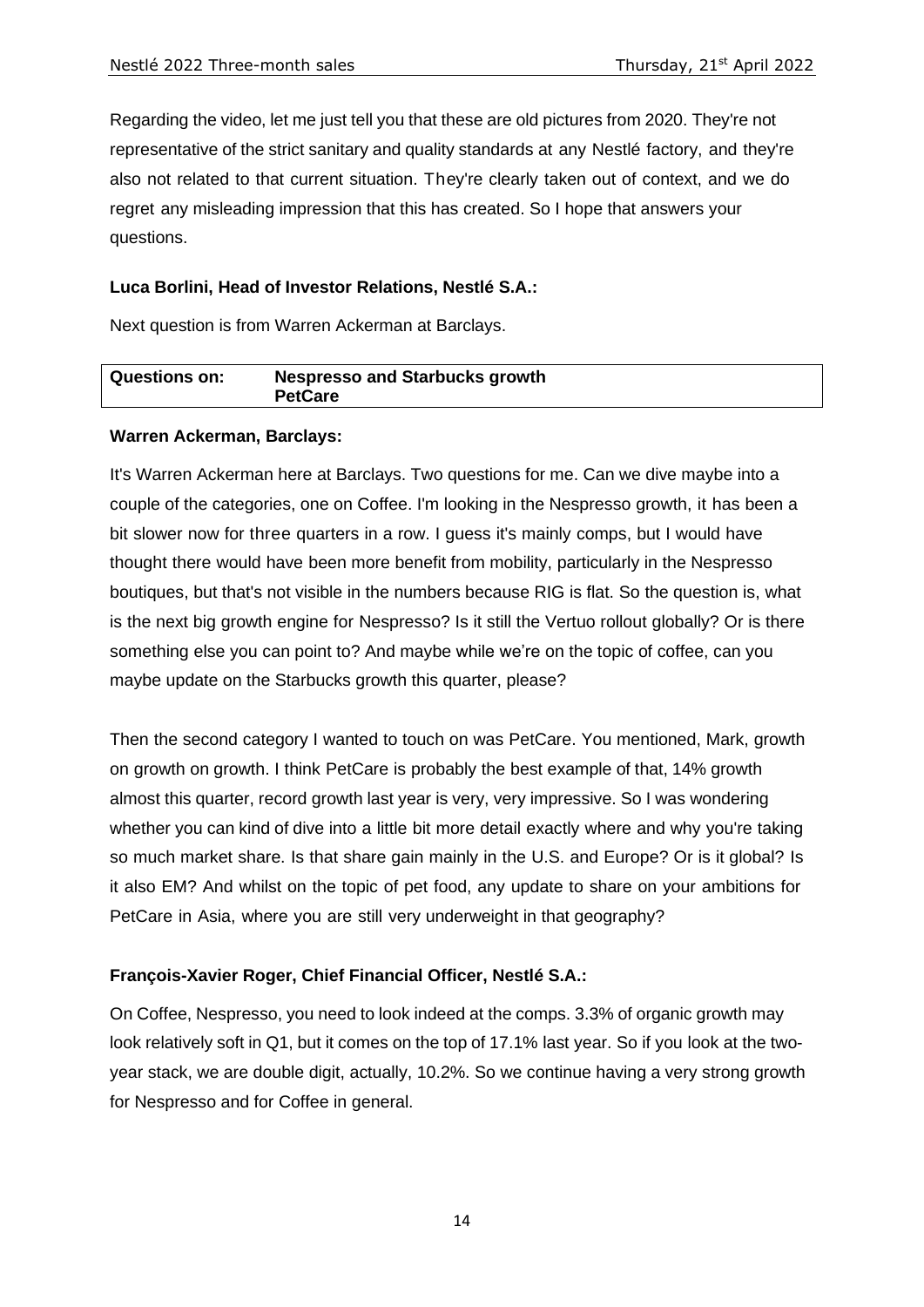Regarding the video, let me just tell you that these are old pictures from 2020. They're not representative of the strict sanitary and quality standards at any Nestlé factory, and they're also not related to that current situation. They're clearly taken out of context, and we do regret any misleading impression that this has created. So I hope that answers your questions.

**Luca Borlini, Head of Investor Relations, Nestlé S.A.:**

Next question is from Warren Ackerman at Barclays.

| **Questions on:** | **Nespresso and Starbucks growth** **PetCare** |
|---|---|

**Warren Ackerman, Barclays:**

It's Warren Ackerman here at Barclays. Two questions for me. Can we dive maybe into a couple of the categories, one on Coffee. I'm looking in the Nespresso growth, it has been a bit slower now for three quarters in a row. I guess it's mainly comps, but I would have thought there would have been more benefit from mobility, particularly in the Nespresso boutiques, but that's not visible in the numbers because RIG is flat. So the question is, what is the next big growth engine for Nespresso? Is it still the Vertuo rollout globally? Or is there something else you can point to? And maybe while we're on the topic of coffee, can you maybe update on the Starbucks growth this quarter, please?

Then the second category I wanted to touch on was PetCare. You mentioned, Mark, growth on growth on growth. I think PetCare is probably the best example of that, 14% growth almost this quarter, record growth last year is very, very impressive. So I was wondering whether you can kind of dive into a little bit more detail exactly where and why you're taking so much market share. Is that share gain mainly in the U.S. and Europe? Or is it global? Is it also EM? And whilst on the topic of pet food, any update to share on your ambitions for PetCare in Asia, where you are still very underweight in that geography?

**François-Xavier Roger, Chief Financial Officer, Nestlé S.A.:**

On Coffee, Nespresso, you need to look indeed at the comps. 3.3% of organic growth may look relatively soft in Q1, but it comes on the top of 17.1% last year. So if you look at the two-year stack, we are double digit, actually, 10.2%. So we continue having a very strong growth for Nespresso and for Coffee in general.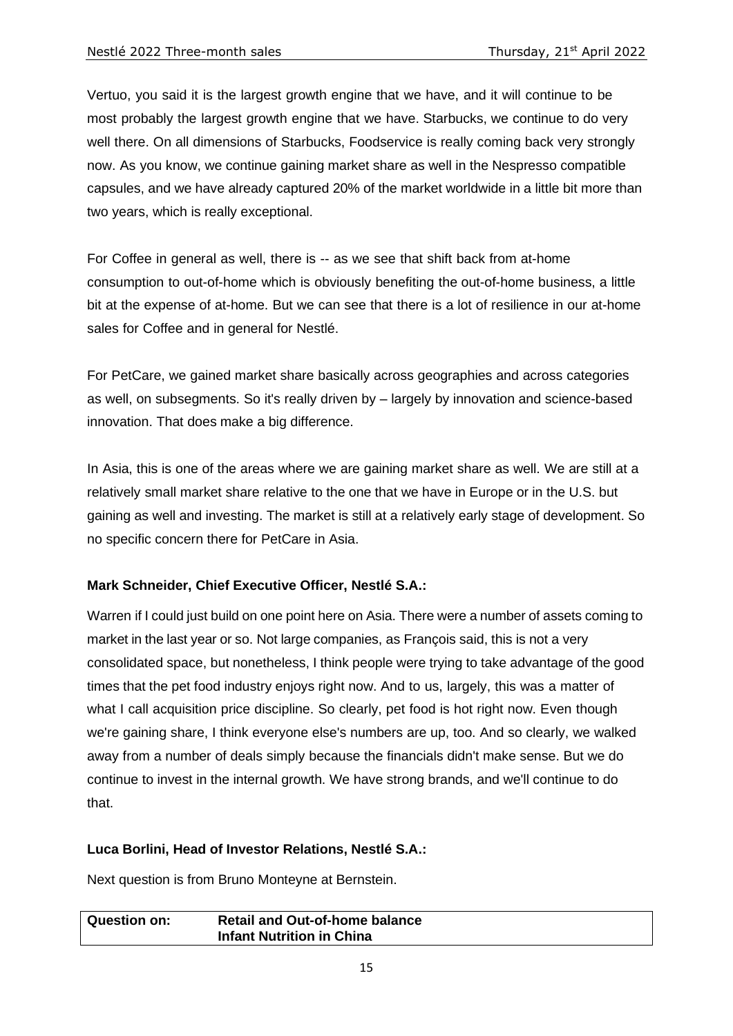Vertuo, you said it is the largest growth engine that we have, and it will continue to be most probably the largest growth engine that we have. Starbucks, we continue to do very well there. On all dimensions of Starbucks, Foodservice is really coming back very strongly now. As you know, we continue gaining market share as well in the Nespresso compatible capsules, and we have already captured 20% of the market worldwide in a little bit more than two years, which is really exceptional.

For Coffee in general as well, there is -- as we see that shift back from at-home consumption to out-of-home which is obviously benefiting the out-of-home business, a little bit at the expense of at-home. But we can see that there is a lot of resilience in our at-home sales for Coffee and in general for Nestlé.

For PetCare, we gained market share basically across geographies and across categories as well, on subsegments. So it's really driven by – largely by innovation and science-based innovation. That does make a big difference.

In Asia, this is one of the areas where we are gaining market share as well. We are still at a relatively small market share relative to the one that we have in Europe or in the U.S. but gaining as well and investing. The market is still at a relatively early stage of development. So no specific concern there for PetCare in Asia.

**Mark Schneider, Chief Executive Officer, Nestlé S.A.:**

Warren if I could just build on one point here on Asia. There were a number of assets coming to market in the last year or so. Not large companies, as François said, this is not a very consolidated space, but nonetheless, I think people were trying to take advantage of the good times that the pet food industry enjoys right now. And to us, largely, this was a matter of what I call acquisition price discipline. So clearly, pet food is hot right now. Even though we're gaining share, I think everyone else's numbers are up, too. And so clearly, we walked away from a number of deals simply because the financials didn't make sense. But we do continue to invest in the internal growth. We have strong brands, and we'll continue to do that.

**Luca Borlini, Head of Investor Relations, Nestlé S.A.:**

Next question is from Bruno Monteyne at Bernstein.

| **Question on:** | **Retail and Out-of-home balance** <br> **Infant Nutrition in China** |
|---|---|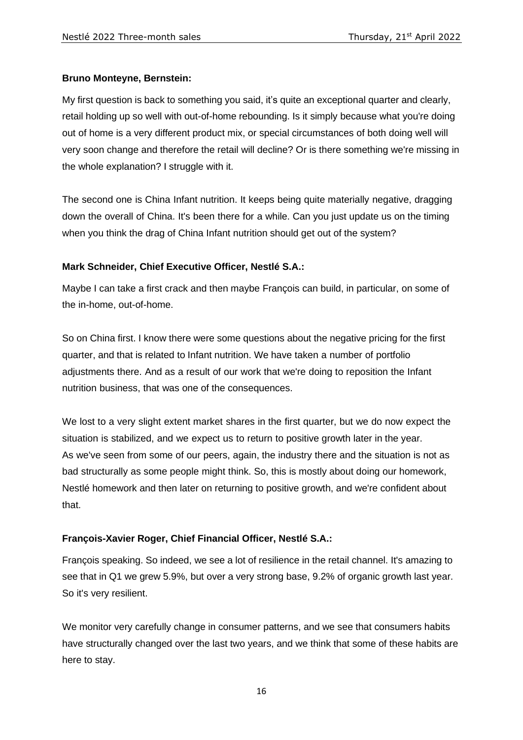**Bruno Monteyne, Bernstein:**

My first question is back to something you said, it's quite an exceptional quarter and clearly, retail holding up so well with out-of-home rebounding. Is it simply because what you're doing out of home is a very different product mix, or special circumstances of both doing well will very soon change and therefore the retail will decline? Or is there something we're missing in the whole explanation? I struggle with it.

The second one is China Infant nutrition. It keeps being quite materially negative, dragging down the overall of China. It's been there for a while. Can you just update us on the timing when you think the drag of China Infant nutrition should get out of the system?

**Mark Schneider, Chief Executive Officer, Nestlé S.A.:**

Maybe I can take a first crack and then maybe François can build, in particular, on some of the in-home, out-of-home.

So on China first. I know there were some questions about the negative pricing for the first quarter, and that is related to Infant nutrition. We have taken a number of portfolio adjustments there. And as a result of our work that we're doing to reposition the Infant nutrition business, that was one of the consequences.

We lost to a very slight extent market shares in the first quarter, but we do now expect the situation is stabilized, and we expect us to return to positive growth later in the year. As we've seen from some of our peers, again, the industry there and the situation is not as bad structurally as some people might think. So, this is mostly about doing our homework, Nestlé homework and then later on returning to positive growth, and we're confident about that.

**François-Xavier Roger, Chief Financial Officer, Nestlé S.A.:**

François speaking. So indeed, we see a lot of resilience in the retail channel. It's amazing to see that in Q1 we grew 5.9%, but over a very strong base, 9.2% of organic growth last year. So it's very resilient.

We monitor very carefully change in consumer patterns, and we see that consumers habits have structurally changed over the last two years, and we think that some of these habits are here to stay.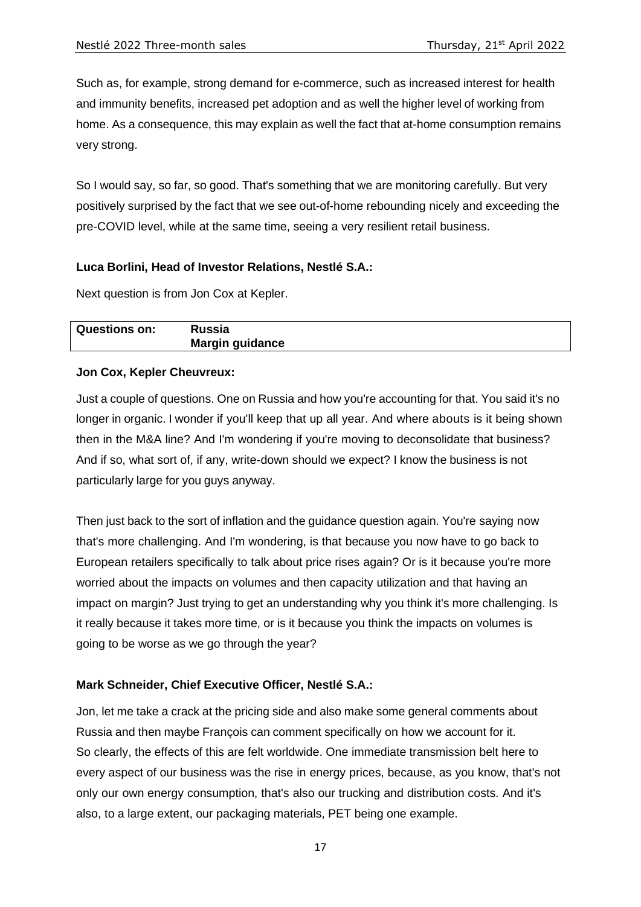Such as, for example, strong demand for e-commerce, such as increased interest for health and immunity benefits, increased pet adoption and as well the higher level of working from home. As a consequence, this may explain as well the fact that at-home consumption remains very strong.

So I would say, so far, so good. That's something that we are monitoring carefully. But very positively surprised by the fact that we see out-of-home rebounding nicely and exceeding the pre-COVID level, while at the same time, seeing a very resilient retail business.

**Luca Borlini, Head of Investor Relations, Nestlé S.A.:**

Next question is from Jon Cox at Kepler.

| Questions on: | Russia<br>Margin guidance |
|---|---|

**Jon Cox, Kepler Cheuvreux:**

Just a couple of questions. One on Russia and how you're accounting for that. You said it's no longer in organic. I wonder if you'll keep that up all year. And where abouts is it being shown then in the M&A line? And I'm wondering if you're moving to deconsolidate that business? And if so, what sort of, if any, write-down should we expect? I know the business is not particularly large for you guys anyway.

Then just back to the sort of inflation and the guidance question again. You're saying now that's more challenging. And I'm wondering, is that because you now have to go back to European retailers specifically to talk about price rises again? Or is it because you're more worried about the impacts on volumes and then capacity utilization and that having an impact on margin? Just trying to get an understanding why you think it's more challenging. Is it really because it takes more time, or is it because you think the impacts on volumes is going to be worse as we go through the year?

**Mark Schneider, Chief Executive Officer, Nestlé S.A.:**

Jon, let me take a crack at the pricing side and also make some general comments about Russia and then maybe François can comment specifically on how we account for it.
So clearly, the effects of this are felt worldwide. One immediate transmission belt here to every aspect of our business was the rise in energy prices, because, as you know, that's not only our own energy consumption, that's also our trucking and distribution costs. And it's also, to a large extent, our packaging materials, PET being one example.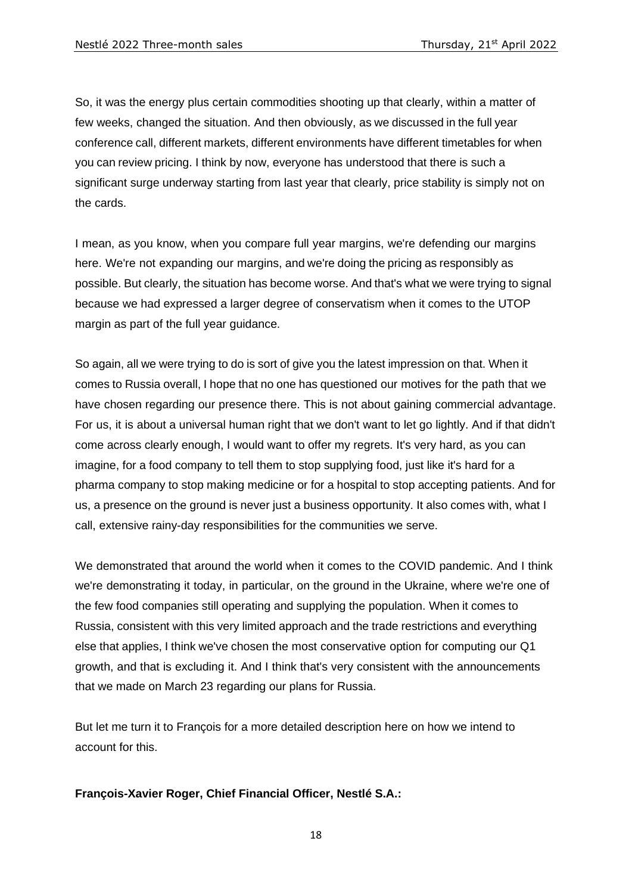So, it was the energy plus certain commodities shooting up that clearly, within a matter of few weeks, changed the situation. And then obviously, as we discussed in the full year conference call, different markets, different environments have different timetables for when you can review pricing. I think by now, everyone has understood that there is such a significant surge underway starting from last year that clearly, price stability is simply not on the cards.

I mean, as you know, when you compare full year margins, we're defending our margins here. We're not expanding our margins, and we're doing the pricing as responsibly as possible. But clearly, the situation has become worse. And that's what we were trying to signal because we had expressed a larger degree of conservatism when it comes to the UTOP margin as part of the full year guidance.

So again, all we were trying to do is sort of give you the latest impression on that. When it comes to Russia overall, I hope that no one has questioned our motives for the path that we have chosen regarding our presence there. This is not about gaining commercial advantage. For us, it is about a universal human right that we don't want to let go lightly. And if that didn't come across clearly enough, I would want to offer my regrets. It's very hard, as you can imagine, for a food company to tell them to stop supplying food, just like it's hard for a pharma company to stop making medicine or for a hospital to stop accepting patients. And for us, a presence on the ground is never just a business opportunity. It also comes with, what I call, extensive rainy-day responsibilities for the communities we serve.

We demonstrated that around the world when it comes to the COVID pandemic. And I think we're demonstrating it today, in particular, on the ground in the Ukraine, where we're one of the few food companies still operating and supplying the population. When it comes to Russia, consistent with this very limited approach and the trade restrictions and everything else that applies, I think we've chosen the most conservative option for computing our Q1 growth, and that is excluding it. And I think that's very consistent with the announcements that we made on March 23 regarding our plans for Russia.

But let me turn it to François for a more detailed description here on how we intend to account for this.

**François-Xavier Roger, Chief Financial Officer, Nestlé S.A.:**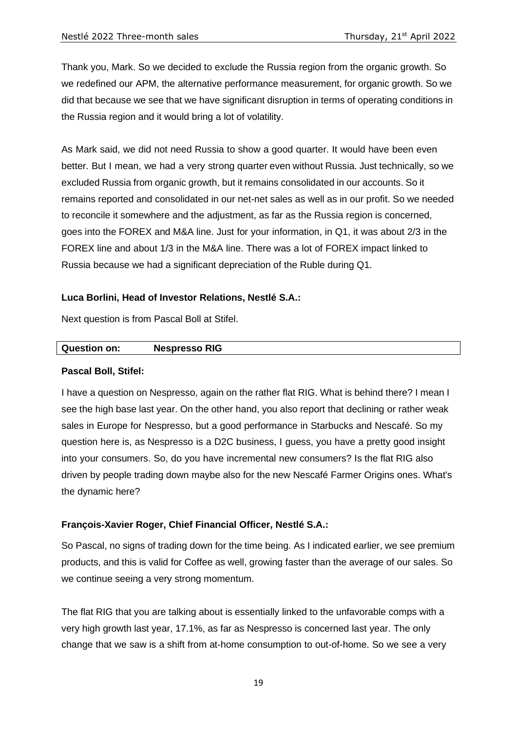Thank you, Mark. So we decided to exclude the Russia region from the organic growth. So we redefined our APM, the alternative performance measurement, for organic growth. So we did that because we see that we have significant disruption in terms of operating conditions in the Russia region and it would bring a lot of volatility.

As Mark said, we did not need Russia to show a good quarter. It would have been even better. But I mean, we had a very strong quarter even without Russia. Just technically, so we excluded Russia from organic growth, but it remains consolidated in our accounts. So it remains reported and consolidated in our net-net sales as well as in our profit. So we needed to reconcile it somewhere and the adjustment, as far as the Russia region is concerned, goes into the FOREX and M&A line. Just for your information, in Q1, it was about 2/3 in the FOREX line and about 1/3 in the M&A line. There was a lot of FOREX impact linked to Russia because we had a significant depreciation of the Ruble during Q1.

**Luca Borlini, Head of Investor Relations, Nestlé S.A.:**

Next question is from Pascal Boll at Stifel.

| **Question on:** | **Nespresso RIG** |
|---|---|

**Pascal Boll, Stifel:**

I have a question on Nespresso, again on the rather flat RIG. What is behind there? I mean I see the high base last year. On the other hand, you also report that declining or rather weak sales in Europe for Nespresso, but a good performance in Starbucks and Nescafé. So my question here is, as Nespresso is a D2C business, I guess, you have a pretty good insight into your consumers. So, do you have incremental new consumers? Is the flat RIG also driven by people trading down maybe also for the new Nescafé Farmer Origins ones. What's the dynamic here?

**François-Xavier Roger, Chief Financial Officer, Nestlé S.A.:**

So Pascal, no signs of trading down for the time being. As I indicated earlier, we see premium products, and this is valid for Coffee as well, growing faster than the average of our sales. So we continue seeing a very strong momentum.

The flat RIG that you are talking about is essentially linked to the unfavorable comps with a very high growth last year, 17.1%, as far as Nespresso is concerned last year. The only change that we saw is a shift from at-home consumption to out-of-home. So we see a very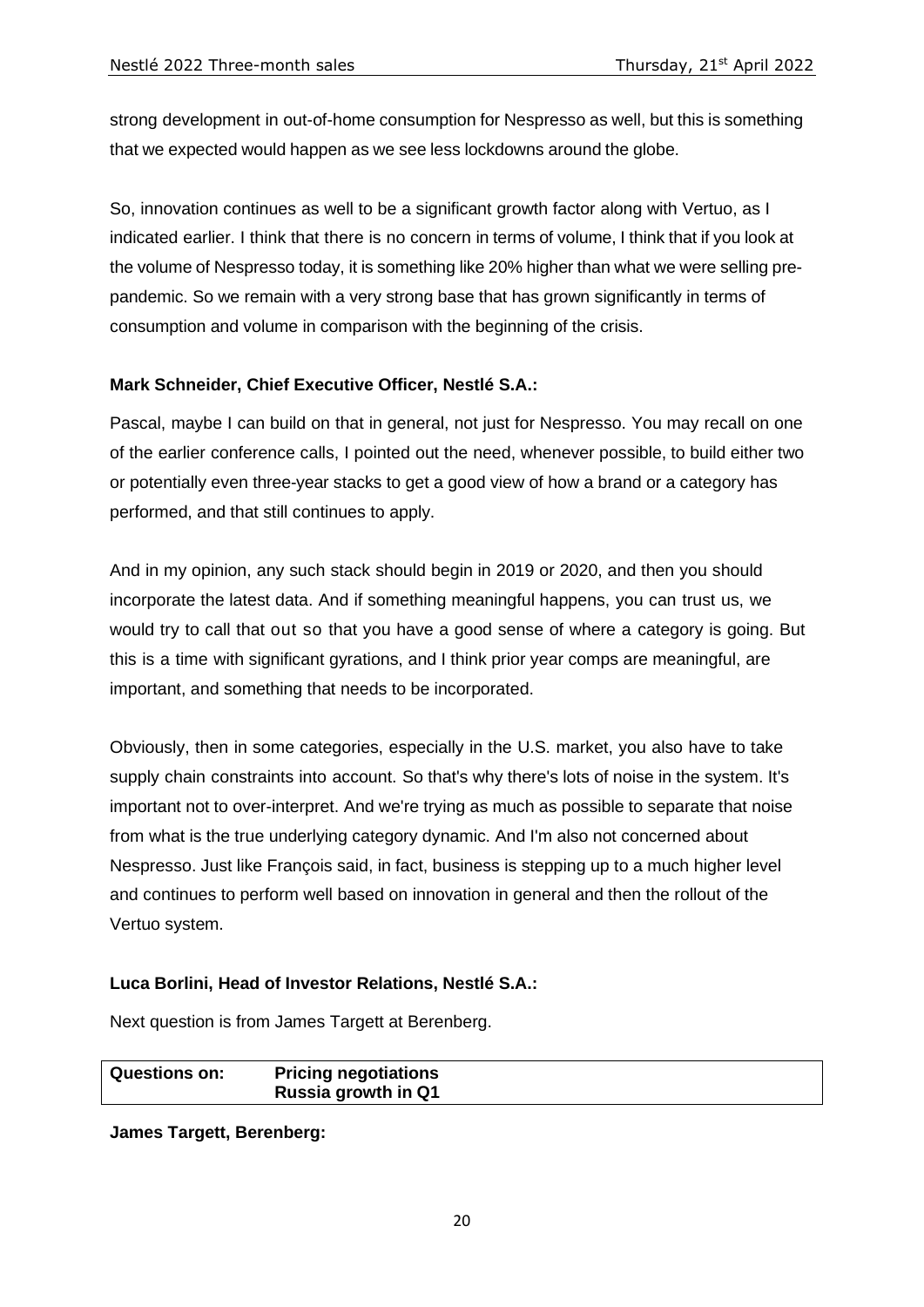strong development in out-of-home consumption for Nespresso as well, but this is something that we expected would happen as we see less lockdowns around the globe.

So, innovation continues as well to be a significant growth factor along with Vertuo, as I indicated earlier. I think that there is no concern in terms of volume, I think that if you look at the volume of Nespresso today, it is something like 20% higher than what we were selling pre-pandemic. So we remain with a very strong base that has grown significantly in terms of consumption and volume in comparison with the beginning of the crisis.

**Mark Schneider, Chief Executive Officer, Nestlé S.A.:**

Pascal, maybe I can build on that in general, not just for Nespresso. You may recall on one of the earlier conference calls, I pointed out the need, whenever possible, to build either two or potentially even three-year stacks to get a good view of how a brand or a category has performed, and that still continues to apply.

And in my opinion, any such stack should begin in 2019 or 2020, and then you should incorporate the latest data. And if something meaningful happens, you can trust us, we would try to call that out so that you have a good sense of where a category is going. But this is a time with significant gyrations, and I think prior year comps are meaningful, are important, and something that needs to be incorporated.

Obviously, then in some categories, especially in the U.S. market, you also have to take supply chain constraints into account. So that's why there's lots of noise in the system. It's important not to over-interpret. And we're trying as much as possible to separate that noise from what is the true underlying category dynamic. And I'm also not concerned about Nespresso. Just like François said, in fact, business is stepping up to a much higher level and continues to perform well based on innovation in general and then the rollout of the Vertuo system.

**Luca Borlini, Head of Investor Relations, Nestlé S.A.:**

Next question is from James Targett at Berenberg.

| **Questions on:** | **Pricing negotiations**<br>**Russia growth in Q1** |
|---|---|

**James Targett, Berenberg:**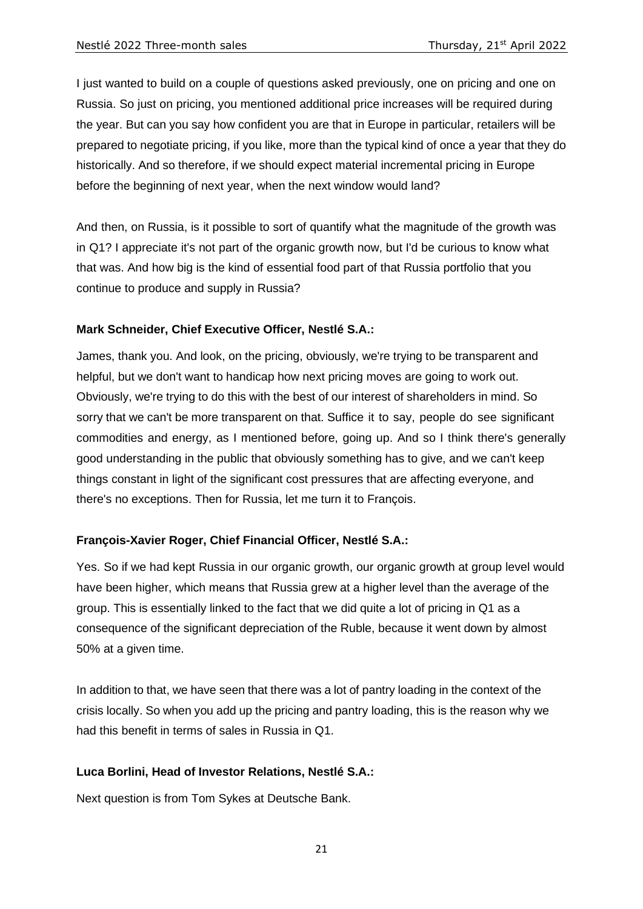I just wanted to build on a couple of questions asked previously, one on pricing and one on Russia. So just on pricing, you mentioned additional price increases will be required during the year. But can you say how confident you are that in Europe in particular, retailers will be prepared to negotiate pricing, if you like, more than the typical kind of once a year that they do historically. And so therefore, if we should expect material incremental pricing in Europe before the beginning of next year, when the next window would land?

And then, on Russia, is it possible to sort of quantify what the magnitude of the growth was in Q1? I appreciate it's not part of the organic growth now, but I'd be curious to know what that was. And how big is the kind of essential food part of that Russia portfolio that you continue to produce and supply in Russia?

**Mark Schneider, Chief Executive Officer, Nestlé S.A.:**

James, thank you. And look, on the pricing, obviously, we're trying to be transparent and helpful, but we don't want to handicap how next pricing moves are going to work out. Obviously, we're trying to do this with the best of our interest of shareholders in mind. So sorry that we can't be more transparent on that. Suffice it to say, people do see significant commodities and energy, as I mentioned before, going up. And so I think there's generally good understanding in the public that obviously something has to give, and we can't keep things constant in light of the significant cost pressures that are affecting everyone, and there's no exceptions. Then for Russia, let me turn it to François.

**François-Xavier Roger, Chief Financial Officer, Nestlé S.A.:**

Yes. So if we had kept Russia in our organic growth, our organic growth at group level would have been higher, which means that Russia grew at a higher level than the average of the group. This is essentially linked to the fact that we did quite a lot of pricing in Q1 as a consequence of the significant depreciation of the Ruble, because it went down by almost 50% at a given time.

In addition to that, we have seen that there was a lot of pantry loading in the context of the crisis locally. So when you add up the pricing and pantry loading, this is the reason why we had this benefit in terms of sales in Russia in Q1.

**Luca Borlini, Head of Investor Relations, Nestlé S.A.:**

Next question is from Tom Sykes at Deutsche Bank.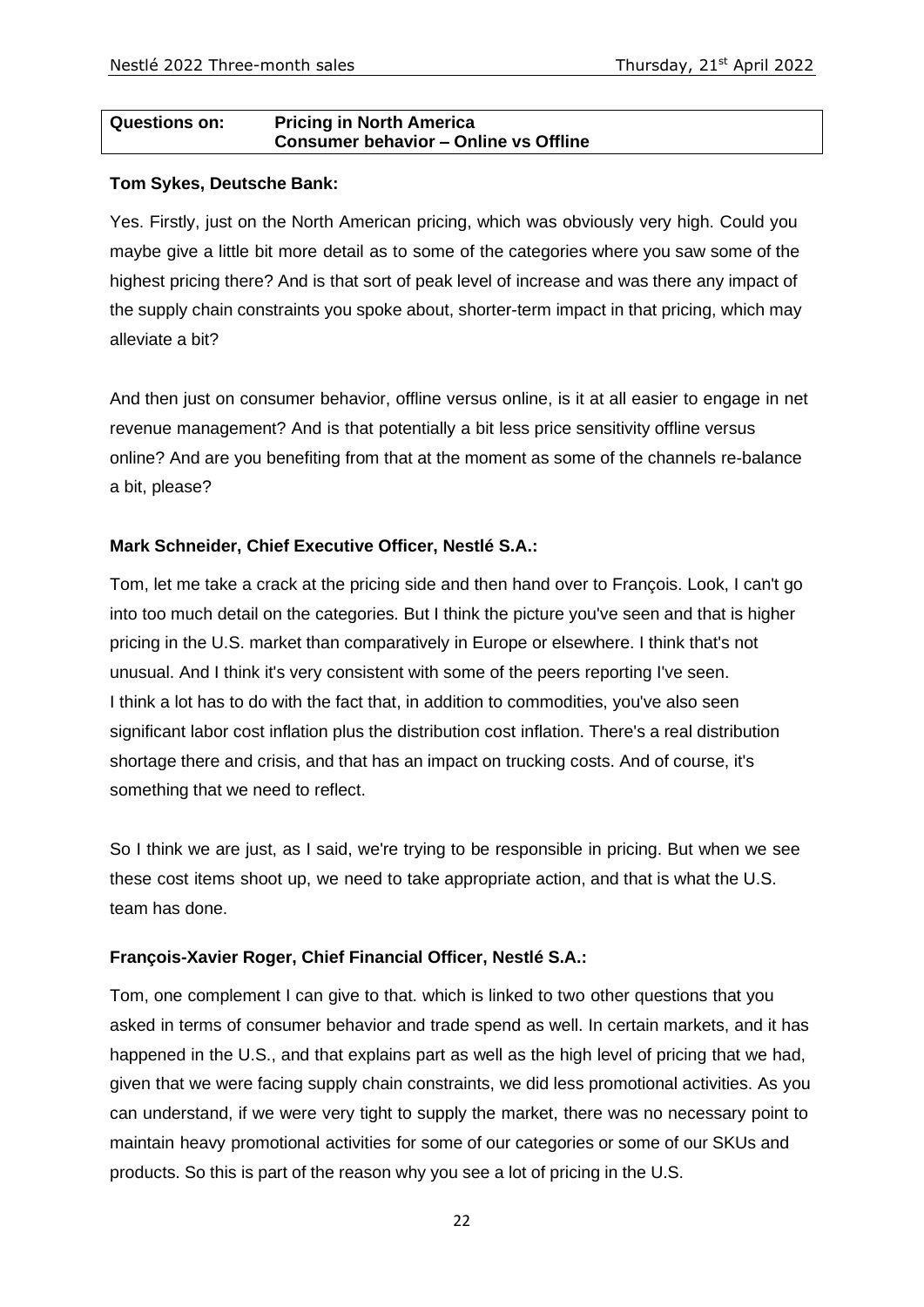| Questions on: | Pricing in North America<br>Consumer behavior – Online vs Offline |
|---|---|

**Tom Sykes, Deutsche Bank:**

Yes. Firstly, just on the North American pricing, which was obviously very high. Could you maybe give a little bit more detail as to some of the categories where you saw some of the highest pricing there? And is that sort of peak level of increase and was there any impact of the supply chain constraints you spoke about, shorter-term impact in that pricing, which may alleviate a bit?

And then just on consumer behavior, offline versus online, is it at all easier to engage in net revenue management? And is that potentially a bit less price sensitivity offline versus online? And are you benefiting from that at the moment as some of the channels re-balance a bit, please?

**Mark Schneider, Chief Executive Officer, Nestlé S.A.:**

Tom, let me take a crack at the pricing side and then hand over to François. Look, I can't go into too much detail on the categories. But I think the picture you've seen and that is higher pricing in the U.S. market than comparatively in Europe or elsewhere. I think that's not unusual. And I think it's very consistent with some of the peers reporting I've seen. I think a lot has to do with the fact that, in addition to commodities, you've also seen significant labor cost inflation plus the distribution cost inflation. There's a real distribution shortage there and crisis, and that has an impact on trucking costs. And of course, it's something that we need to reflect.

So I think we are just, as I said, we're trying to be responsible in pricing. But when we see these cost items shoot up, we need to take appropriate action, and that is what the U.S. team has done.

**François-Xavier Roger, Chief Financial Officer, Nestlé S.A.:**

Tom, one complement I can give to that. which is linked to two other questions that you asked in terms of consumer behavior and trade spend as well. In certain markets, and it has happened in the U.S., and that explains part as well as the high level of pricing that we had, given that we were facing supply chain constraints, we did less promotional activities. As you can understand, if we were very tight to supply the market, there was no necessary point to maintain heavy promotional activities for some of our categories or some of our SKUs and products. So this is part of the reason why you see a lot of pricing in the U.S.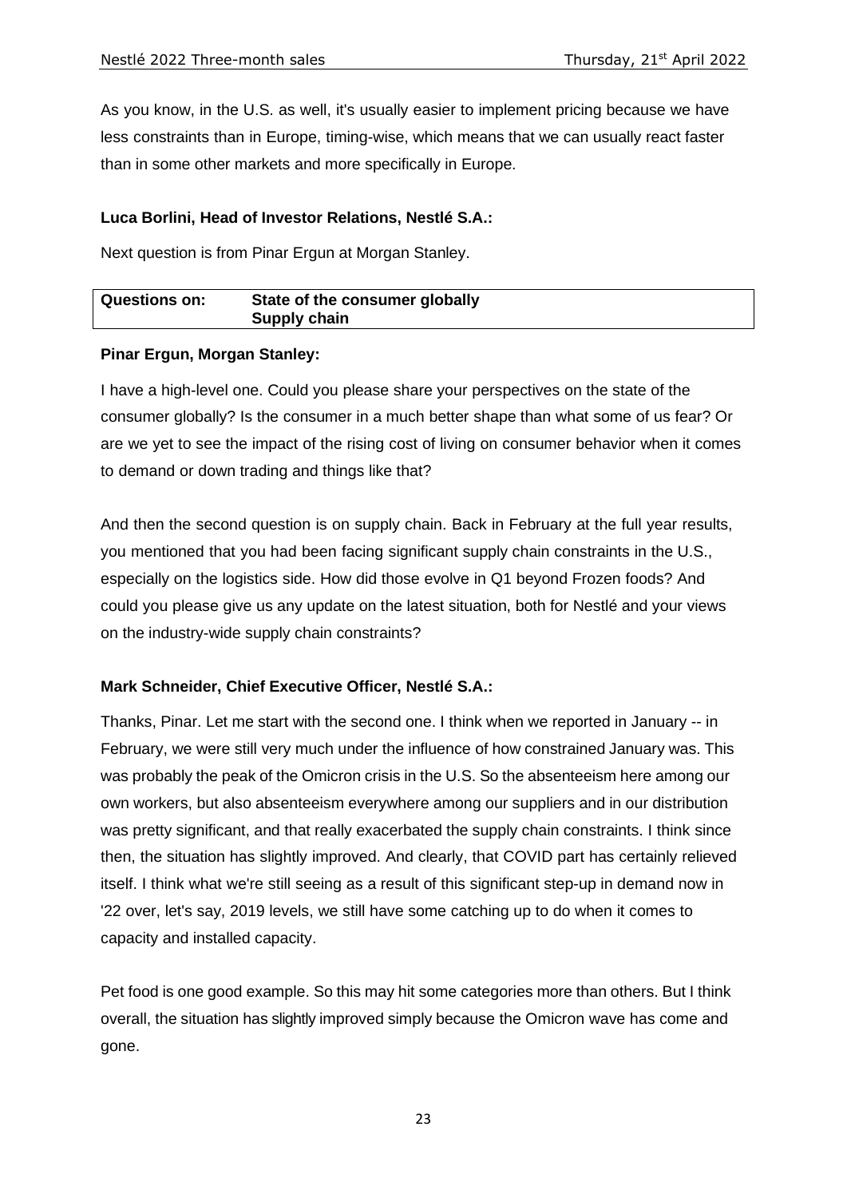As you know, in the U.S. as well, it's usually easier to implement pricing because we have less constraints than in Europe, timing-wise, which means that we can usually react faster than in some other markets and more specifically in Europe.

**Luca Borlini, Head of Investor Relations, Nestlé S.A.:**

Next question is from Pinar Ergun at Morgan Stanley.

| **Questions on:** | **State of the consumer globally**<br>**Supply chain** |
|---|---|

**Pinar Ergun, Morgan Stanley:**

I have a high-level one. Could you please share your perspectives on the state of the consumer globally? Is the consumer in a much better shape than what some of us fear? Or are we yet to see the impact of the rising cost of living on consumer behavior when it comes to demand or down trading and things like that?

And then the second question is on supply chain. Back in February at the full year results, you mentioned that you had been facing significant supply chain constraints in the U.S., especially on the logistics side. How did those evolve in Q1 beyond Frozen foods? And could you please give us any update on the latest situation, both for Nestlé and your views on the industry-wide supply chain constraints?

**Mark Schneider, Chief Executive Officer, Nestlé S.A.:**

Thanks, Pinar. Let me start with the second one. I think when we reported in January -- in February, we were still very much under the influence of how constrained January was. This was probably the peak of the Omicron crisis in the U.S. So the absenteeism here among our own workers, but also absenteeism everywhere among our suppliers and in our distribution was pretty significant, and that really exacerbated the supply chain constraints. I think since then, the situation has slightly improved. And clearly, that COVID part has certainly relieved itself. I think what we're still seeing as a result of this significant step-up in demand now in '22 over, let's say, 2019 levels, we still have some catching up to do when it comes to capacity and installed capacity.

Pet food is one good example. So this may hit some categories more than others. But I think overall, the situation has slightly improved simply because the Omicron wave has come and gone.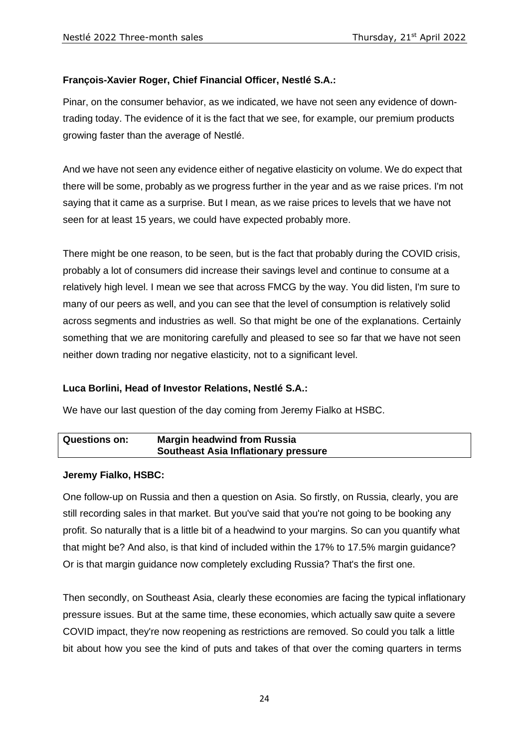**François-Xavier Roger, Chief Financial Officer, Nestlé S.A.:**

Pinar, on the consumer behavior, as we indicated, we have not seen any evidence of down-trading today. The evidence of it is the fact that we see, for example, our premium products growing faster than the average of Nestlé.

And we have not seen any evidence either of negative elasticity on volume. We do expect that there will be some, probably as we progress further in the year and as we raise prices. I'm not saying that it came as a surprise. But I mean, as we raise prices to levels that we have not seen for at least 15 years, we could have expected probably more.

There might be one reason, to be seen, but is the fact that probably during the COVID crisis, probably a lot of consumers did increase their savings level and continue to consume at a relatively high level. I mean we see that across FMCG by the way. You did listen, I'm sure to many of our peers as well, and you can see that the level of consumption is relatively solid across segments and industries as well. So that might be one of the explanations. Certainly something that we are monitoring carefully and pleased to see so far that we have not seen neither down trading nor negative elasticity, not to a significant level.

**Luca Borlini, Head of Investor Relations, Nestlé S.A.:**

We have our last question of the day coming from Jeremy Fialko at HSBC.

| **Questions on:** | **Margin headwind from Russia** <br> **Southeast Asia Inflationary pressure** |
|---|---|

**Jeremy Fialko, HSBC:**

One follow-up on Russia and then a question on Asia. So firstly, on Russia, clearly, you are still recording sales in that market. But you've said that you're not going to be booking any profit. So naturally that is a little bit of a headwind to your margins. So can you quantify what that might be? And also, is that kind of included within the 17% to 17.5% margin guidance? Or is that margin guidance now completely excluding Russia? That's the first one.

Then secondly, on Southeast Asia, clearly these economies are facing the typical inflationary pressure issues. But at the same time, these economies, which actually saw quite a severe COVID impact, they're now reopening as restrictions are removed. So could you talk a little bit about how you see the kind of puts and takes of that over the coming quarters in terms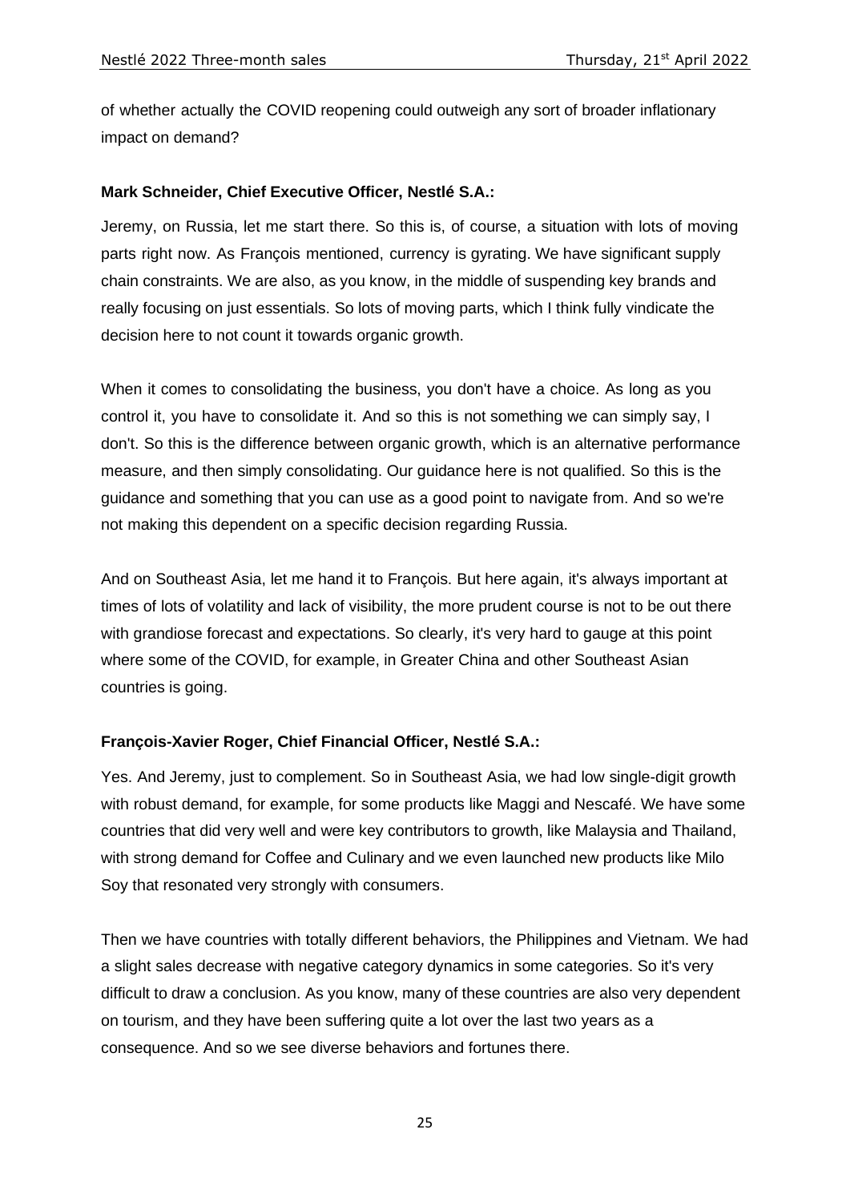of whether actually the COVID reopening could outweigh any sort of broader inflationary impact on demand?

**Mark Schneider, Chief Executive Officer, Nestlé S.A.:**

Jeremy, on Russia, let me start there. So this is, of course, a situation with lots of moving parts right now. As François mentioned, currency is gyrating. We have significant supply chain constraints. We are also, as you know, in the middle of suspending key brands and really focusing on just essentials. So lots of moving parts, which I think fully vindicate the decision here to not count it towards organic growth.

When it comes to consolidating the business, you don't have a choice. As long as you control it, you have to consolidate it. And so this is not something we can simply say, I don't. So this is the difference between organic growth, which is an alternative performance measure, and then simply consolidating. Our guidance here is not qualified. So this is the guidance and something that you can use as a good point to navigate from. And so we're not making this dependent on a specific decision regarding Russia.

And on Southeast Asia, let me hand it to François. But here again, it's always important at times of lots of volatility and lack of visibility, the more prudent course is not to be out there with grandiose forecast and expectations. So clearly, it's very hard to gauge at this point where some of the COVID, for example, in Greater China and other Southeast Asian countries is going.

**François-Xavier Roger, Chief Financial Officer, Nestlé S.A.:**

Yes. And Jeremy, just to complement. So in Southeast Asia, we had low single-digit growth with robust demand, for example, for some products like Maggi and Nescafé. We have some countries that did very well and were key contributors to growth, like Malaysia and Thailand, with strong demand for Coffee and Culinary and we even launched new products like Milo Soy that resonated very strongly with consumers.

Then we have countries with totally different behaviors, the Philippines and Vietnam. We had a slight sales decrease with negative category dynamics in some categories. So it's very difficult to draw a conclusion. As you know, many of these countries are also very dependent on tourism, and they have been suffering quite a lot over the last two years as a consequence. And so we see diverse behaviors and fortunes there.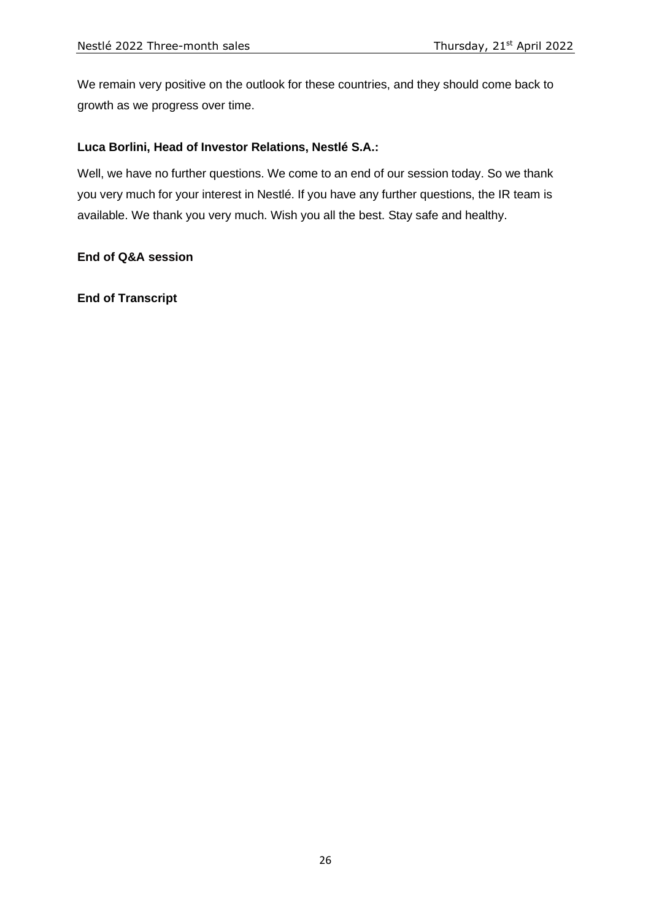We remain very positive on the outlook for these countries, and they should come back to growth as we progress over time.

**Luca Borlini, Head of Investor Relations, Nestlé S.A.:**

Well, we have no further questions. We come to an end of our session today. So we thank you very much for your interest in Nestlé. If you have any further questions, the IR team is available. We thank you very much. Wish you all the best. Stay safe and healthy.

**End of Q&A session**

**End of Transcript**